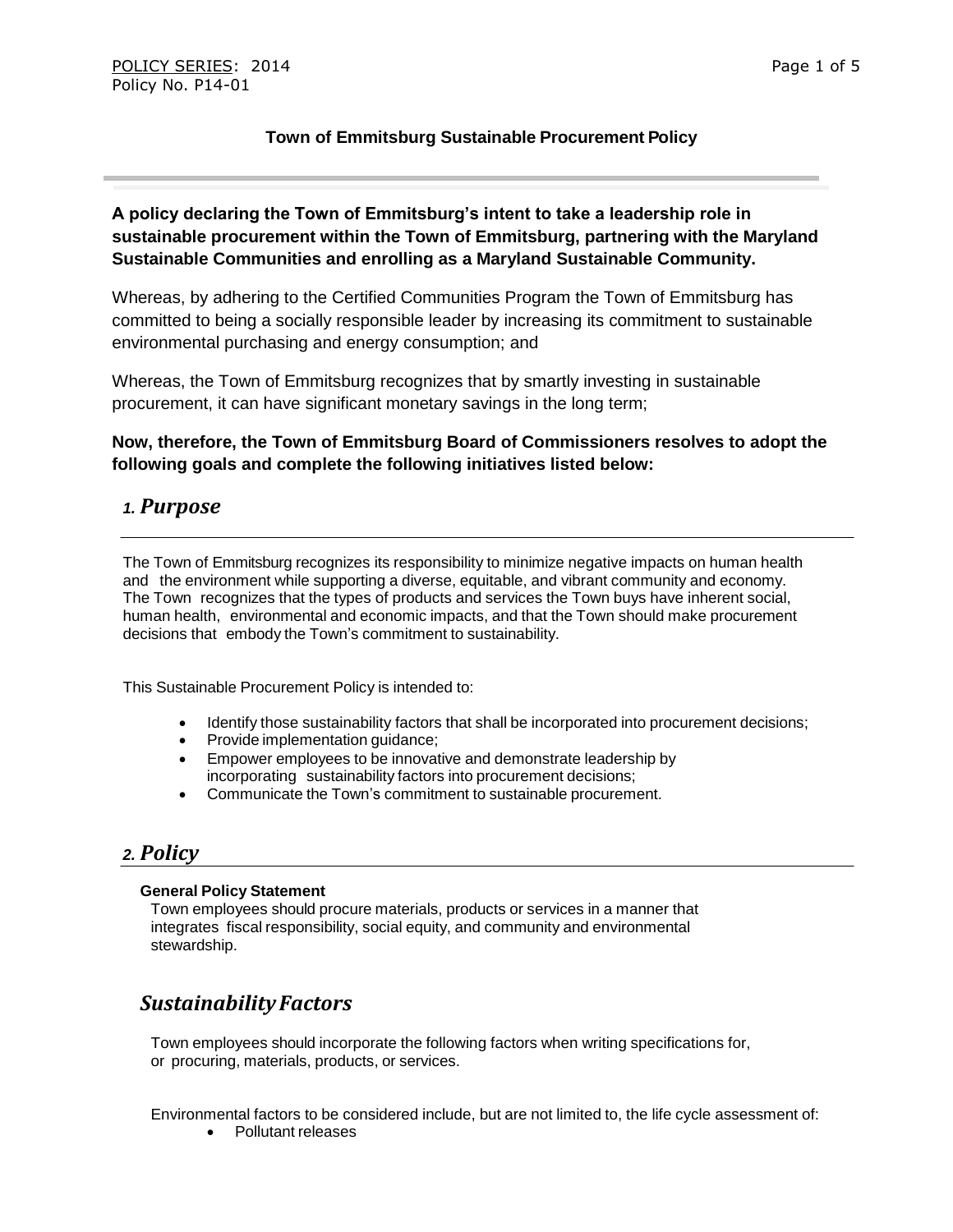POLICY SERIES: 2014
Policy No. P14-01

**Town of Emmitsburg Sustainable Procurement Policy**

**A policy declaring the Town of Emmitsburg's intent to take a leadership role in sustainable procurement within the Town of Emmitsburg, partnering with the Maryland Sustainable Communities and enrolling as a Maryland Sustainable Community.**

Whereas, by adhering to the Certified Communities Program the Town of Emmitsburg has committed to being a socially responsible leader by increasing its commitment to sustainable environmental purchasing and energy consumption; and

Whereas, the Town of Emmitsburg recognizes that by smartly investing in sustainable procurement, it can have significant monetary savings in the long term;

**Now, therefore, the Town of Emmitsburg Board of Commissioners resolves to adopt the following goals and complete the following initiatives listed below:**

## *1. Purpose*

The Town of Emmitsburg recognizes its responsibility to minimize negative impacts on human health and the environment while supporting a diverse, equitable, and vibrant community and economy. The Town recognizes that the types of products and services the Town buys have inherent social, human health, environmental and economic impacts, and that the Town should make procurement decisions that embody the Town's commitment to sustainability.

This Sustainable Procurement Policy is intended to:

- Identify those sustainability factors that shall be incorporated into procurement decisions;
- Provide implementation guidance;
- Empower employees to be innovative and demonstrate leadership by incorporating sustainability factors into procurement decisions;
- Communicate the Town's commitment to sustainable procurement.

## *2. Policy*

**General Policy Statement**

Town employees should procure materials, products or services in a manner that integrates fiscal responsibility, social equity, and community and environmental stewardship.

## *Sustainability Factors*

Town employees should incorporate the following factors when writing specifications for, or procuring, materials, products, or services.

Environmental factors to be considered include, but are not limited to, the life cycle assessment of:

- Pollutant releases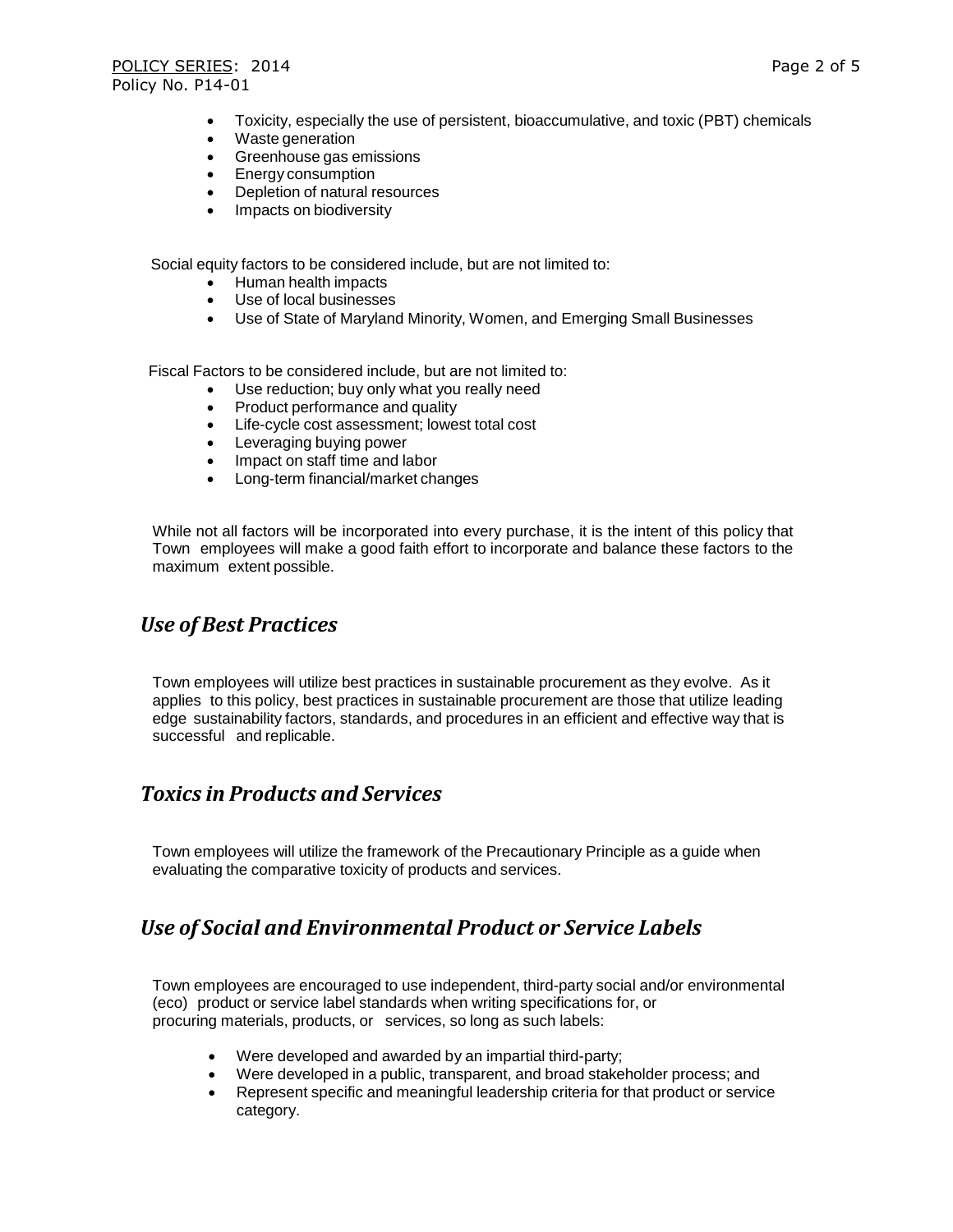- Toxicity, especially the use of persistent, bioaccumulative, and toxic (PBT) chemicals
- Waste generation
- Greenhouse gas emissions
- Energy consumption
- Depletion of natural resources
- Impacts on biodiversity

Social equity factors to be considered include, but are not limited to:

- Human health impacts
- Use of local businesses
- Use of State of Maryland Minority, Women, and Emerging Small Businesses

Fiscal Factors to be considered include, but are not limited to:

- Use reduction; buy only what you really need
- Product performance and quality
- Life-cycle cost assessment; lowest total cost
- Leveraging buying power
- Impact on staff time and labor
- Long-term financial/market changes

While not all factors will be incorporated into every purchase, it is the intent of this policy that Town employees will make a good faith effort to incorporate and balance these factors to the maximum extent possible.

## *Use of Best Practices*

Town employees will utilize best practices in sustainable procurement as they evolve. As it applies to this policy, best practices in sustainable procurement are those that utilize leading edge sustainability factors, standards, and procedures in an efficient and effective way that is successful and replicable.

## *Toxics in Products and Services*

Town employees will utilize the framework of the Precautionary Principle as a guide when evaluating the comparative toxicity of products and services.

## *Use of Social and Environmental Product or Service Labels*

Town employees are encouraged to use independent, third-party social and/or environmental (eco) product or service label standards when writing specifications for, or procuring materials, products, or services, so long as such labels:

- Were developed and awarded by an impartial third-party;
- Were developed in a public, transparent, and broad stakeholder process; and
- Represent specific and meaningful leadership criteria for that product or service category.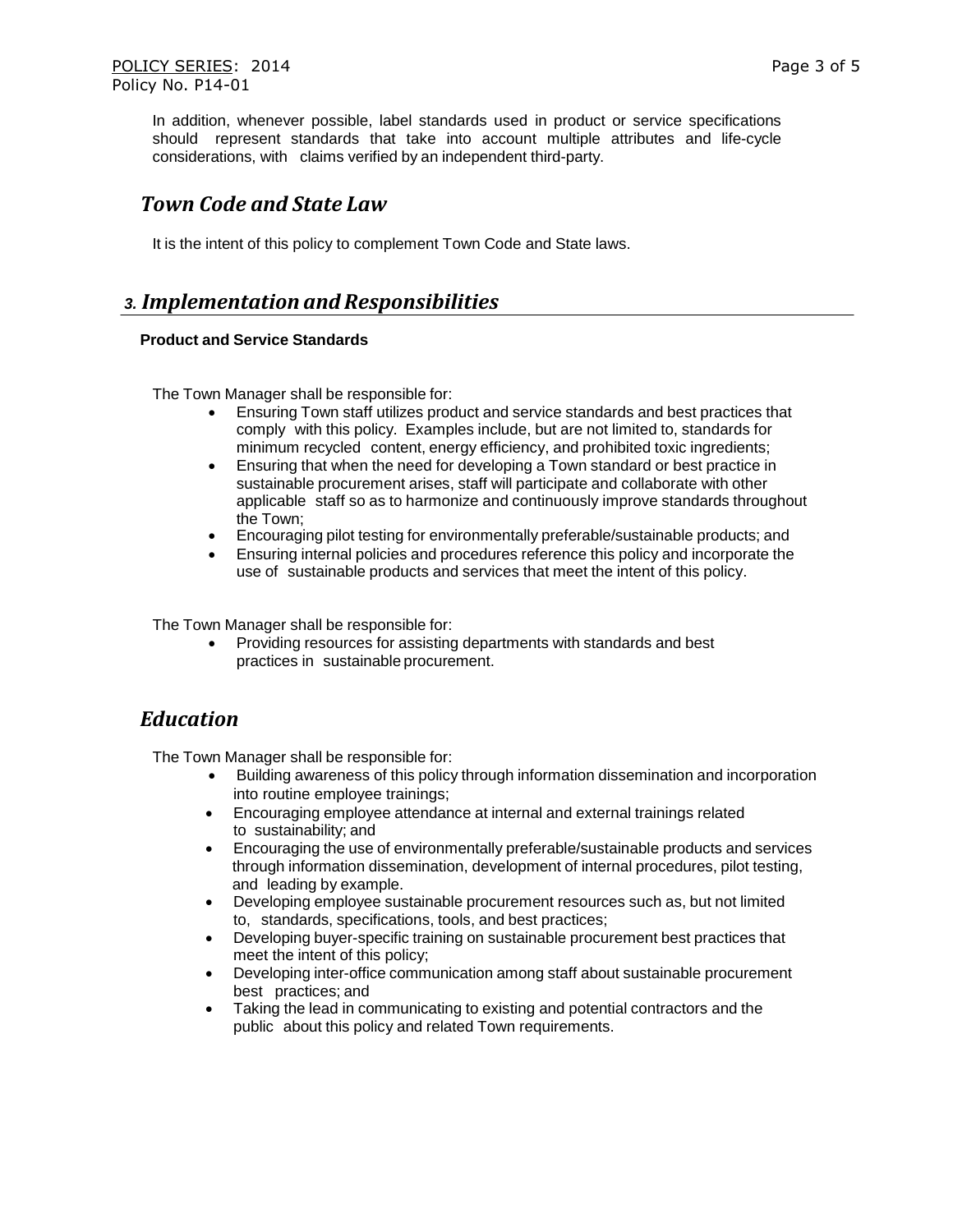In addition, whenever possible, label standards used in product or service specifications should represent standards that take into account multiple attributes and life-cycle considerations, with claims verified by an independent third-party.

## *Town Code and State Law*

It is the intent of this policy to complement Town Code and State laws.

## *3. Implementation and Responsibilities*

### **Product and Service Standards**

The Town Manager shall be responsible for:

- Ensuring Town staff utilizes product and service standards and best practices that comply with this policy. Examples include, but are not limited to, standards for minimum recycled content, energy efficiency, and prohibited toxic ingredients;
- Ensuring that when the need for developing a Town standard or best practice in sustainable procurement arises, staff will participate and collaborate with other applicable staff so as to harmonize and continuously improve standards throughout the Town;
- Encouraging pilot testing for environmentally preferable/sustainable products; and
- Ensuring internal policies and procedures reference this policy and incorporate the use of sustainable products and services that meet the intent of this policy.

The Town Manager shall be responsible for:

- Providing resources for assisting departments with standards and best practices in sustainable procurement.

## *Education*

The Town Manager shall be responsible for:

- Building awareness of this policy through information dissemination and incorporation into routine employee trainings;
- Encouraging employee attendance at internal and external trainings related to sustainability; and
- Encouraging the use of environmentally preferable/sustainable products and services through information dissemination, development of internal procedures, pilot testing, and leading by example.
- Developing employee sustainable procurement resources such as, but not limited to, standards, specifications, tools, and best practices;
- Developing buyer-specific training on sustainable procurement best practices that meet the intent of this policy;
- Developing inter-office communication among staff about sustainable procurement best practices; and
- Taking the lead in communicating to existing and potential contractors and the public about this policy and related Town requirements.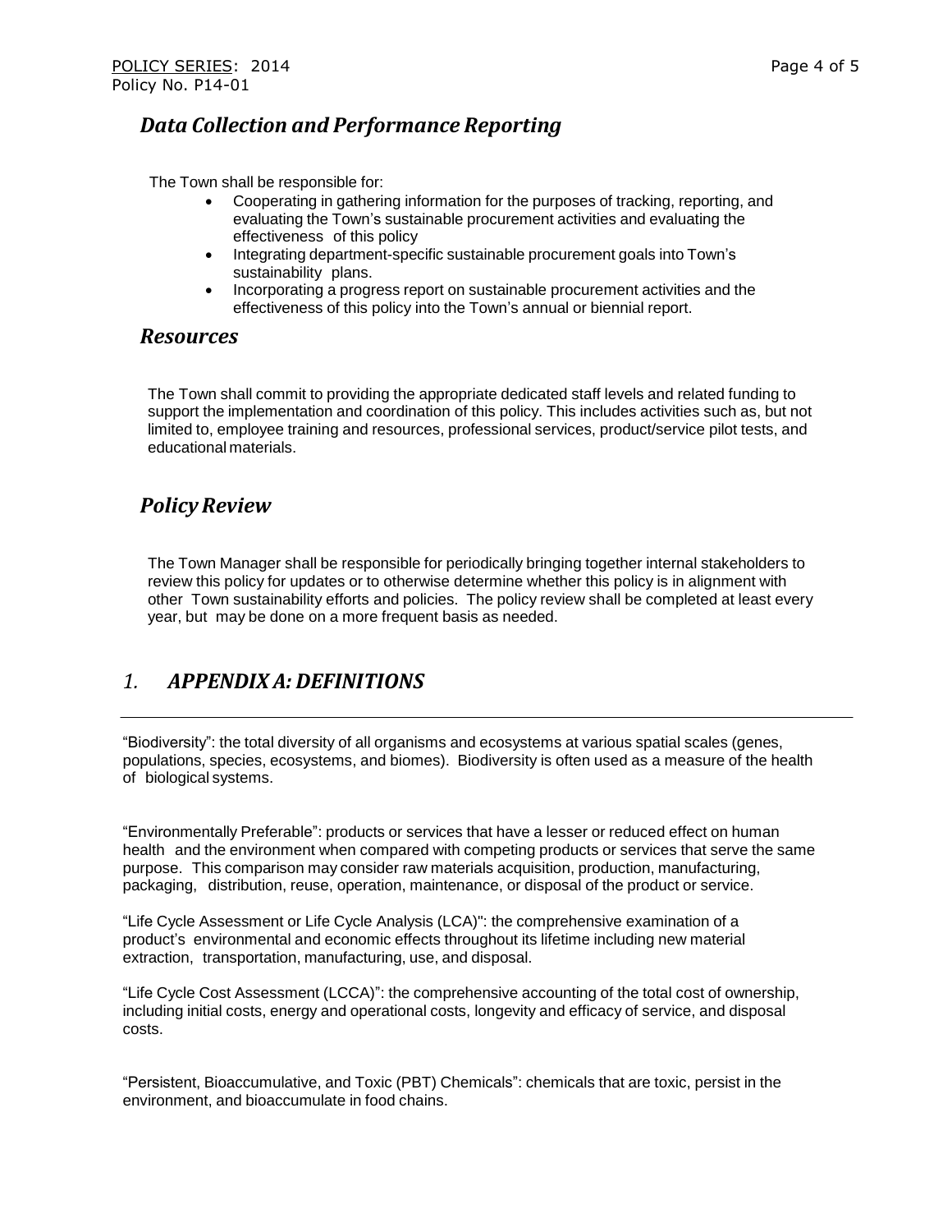## *Data Collection and Performance Reporting*

The Town shall be responsible for:

- Cooperating in gathering information for the purposes of tracking, reporting, and evaluating the Town's sustainable procurement activities and evaluating the effectiveness of this policy
- Integrating department-specific sustainable procurement goals into Town's sustainability plans.
- Incorporating a progress report on sustainable procurement activities and the effectiveness of this policy into the Town's annual or biennial report.

## *Resources*

The Town shall commit to providing the appropriate dedicated staff levels and related funding to support the implementation and coordination of this policy. This includes activities such as, but not limited to, employee training and resources, professional services, product/service pilot tests, and educational materials.

## *Policy Review*

The Town Manager shall be responsible for periodically bringing together internal stakeholders to review this policy for updates or to otherwise determine whether this policy is in alignment with other Town sustainability efforts and policies. The policy review shall be completed at least every year, but may be done on a more frequent basis as needed.

## *1. APPENDIX A: DEFINITIONS*

---

"Biodiversity": the total diversity of all organisms and ecosystems at various spatial scales (genes, populations, species, ecosystems, and biomes). Biodiversity is often used as a measure of the health of biological systems.

"Environmentally Preferable": products or services that have a lesser or reduced effect on human health and the environment when compared with competing products or services that serve the same purpose. This comparison may consider raw materials acquisition, production, manufacturing, packaging, distribution, reuse, operation, maintenance, or disposal of the product or service.

"Life Cycle Assessment or Life Cycle Analysis (LCA)": the comprehensive examination of a product's environmental and economic effects throughout its lifetime including new material extraction, transportation, manufacturing, use, and disposal.

"Life Cycle Cost Assessment (LCCA)": the comprehensive accounting of the total cost of ownership, including initial costs, energy and operational costs, longevity and efficacy of service, and disposal costs.

"Persistent, Bioaccumulative, and Toxic (PBT) Chemicals": chemicals that are toxic, persist in the environment, and bioaccumulate in food chains.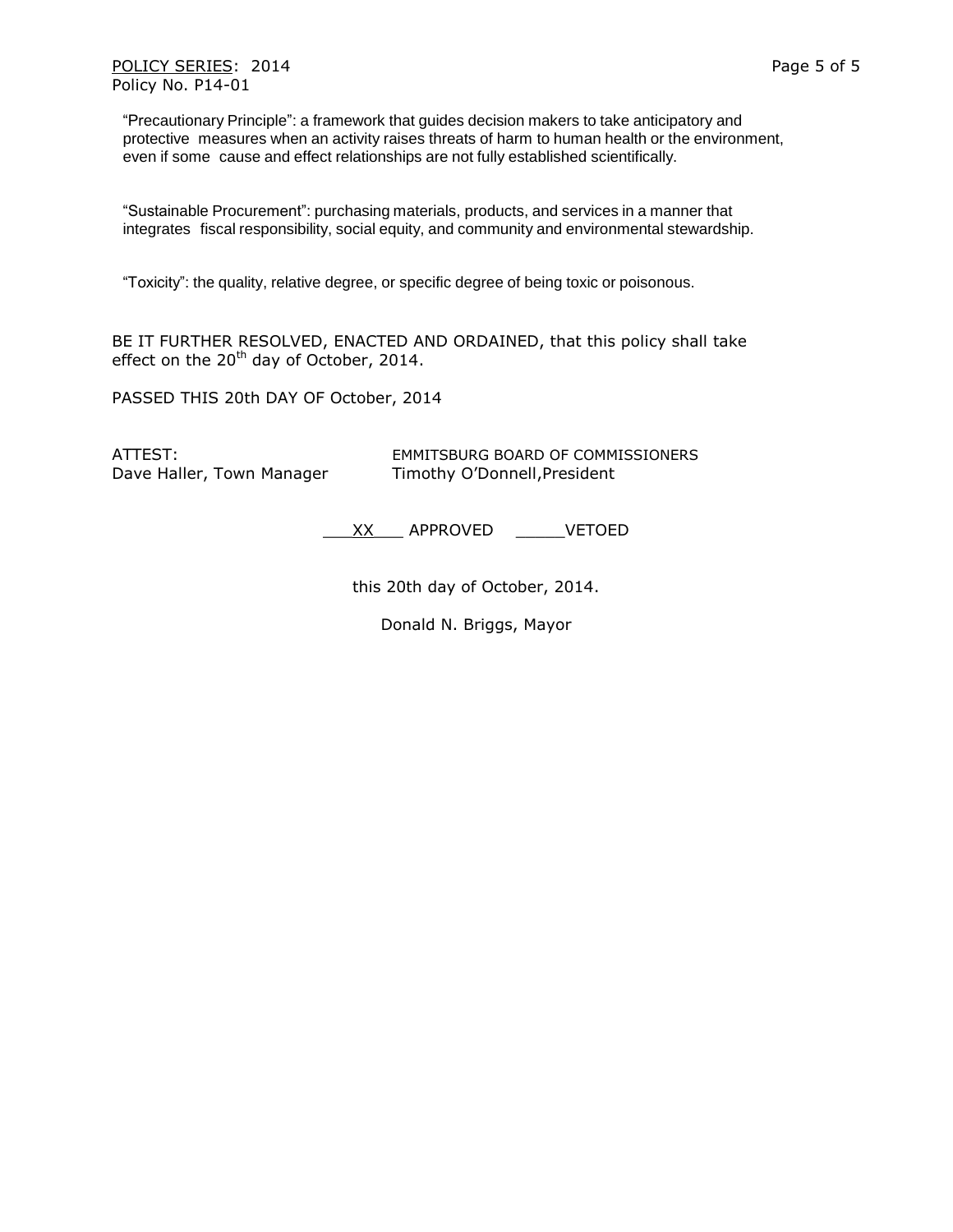"Precautionary Principle": a framework that guides decision makers to take anticipatory and protective measures when an activity raises threats of harm to human health or the environment, even if some cause and effect relationships are not fully established scientifically.

"Sustainable Procurement": purchasing materials, products, and services in a manner that integrates fiscal responsibility, social equity, and community and environmental stewardship.

"Toxicity": the quality, relative degree, or specific degree of being toxic or poisonous.

BE IT FURTHER RESOLVED, ENACTED AND ORDAINED, that this policy shall take effect on the 20th day of October, 2014.

PASSED THIS 20th DAY OF October, 2014

ATTEST:
Dave Haller, Town Manager

EMMITSBURG BOARD OF COMMISSIONERS
Timothy O'Donnell,President

\_\_\_XX\_\_\_ APPROVED \_\_\_\_\_VETOED

this 20th day of October, 2014.

Donald N. Briggs, Mayor